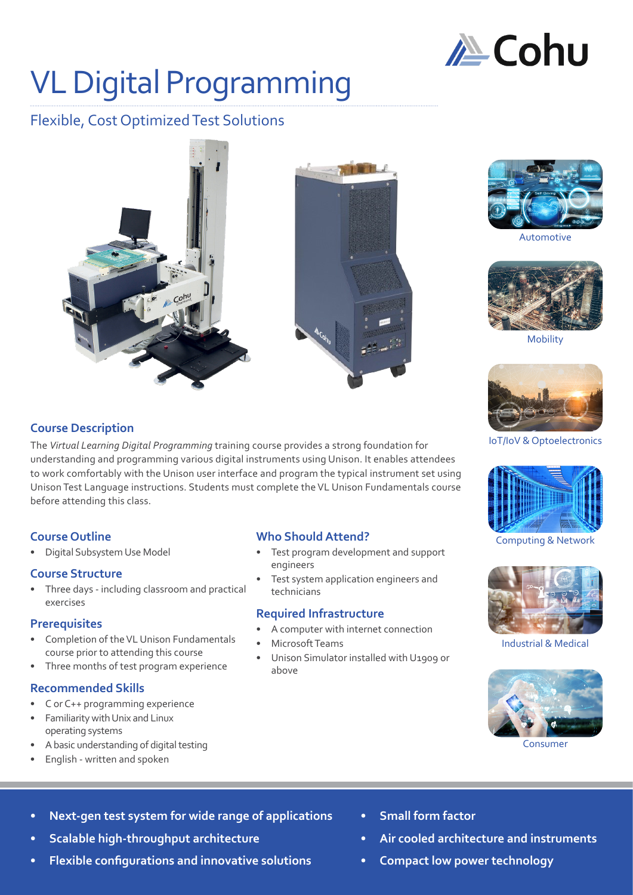# VL Digital Programming

## Flexible, Cost Optimized Test Solutions

Automotive

Mobility

IoT/IoV & Optoelectronics

Computing & Network

Industrial & Medical

Consumer

### Course Description

The *Virtual Learning Digital Programming* training course provides a strong foundation for understanding and programming various digital instruments using Unison. It enables attendees to work comfortably with the Unison user interface and program the typical instrument set using Unison Test Language instructions. Students must complete the VL Unison Fundamentals course before attending this class.

### Course Outline

- Digital Subsystem Use Model

### Course Structure

- Three days - including classroom and practical exercises

### Prerequisites

- Completion of the VL Unison Fundamentals course prior to attending this course
- Three months of test program experience

### Recommended Skills

- C or C++ programming experience
- Familiarity with Unix and Linux operating systems
- A basic understanding of digital testing
- English - written and spoken

### Who Should Attend?

- Test program development and support engineers
- Test system application engineers and technicians

### Required Infrastructure

- A computer with internet connection
- Microsoft Teams
- Unison Simulator installed with U1909 or above

---

- **Next-gen test system for wide range of applications**
- **Scalable high-throughput architecture**
- **Flexible configurations and innovative solutions**
- **Small form factor**
- **Air cooled architecture and instruments**
- **Compact low power technology**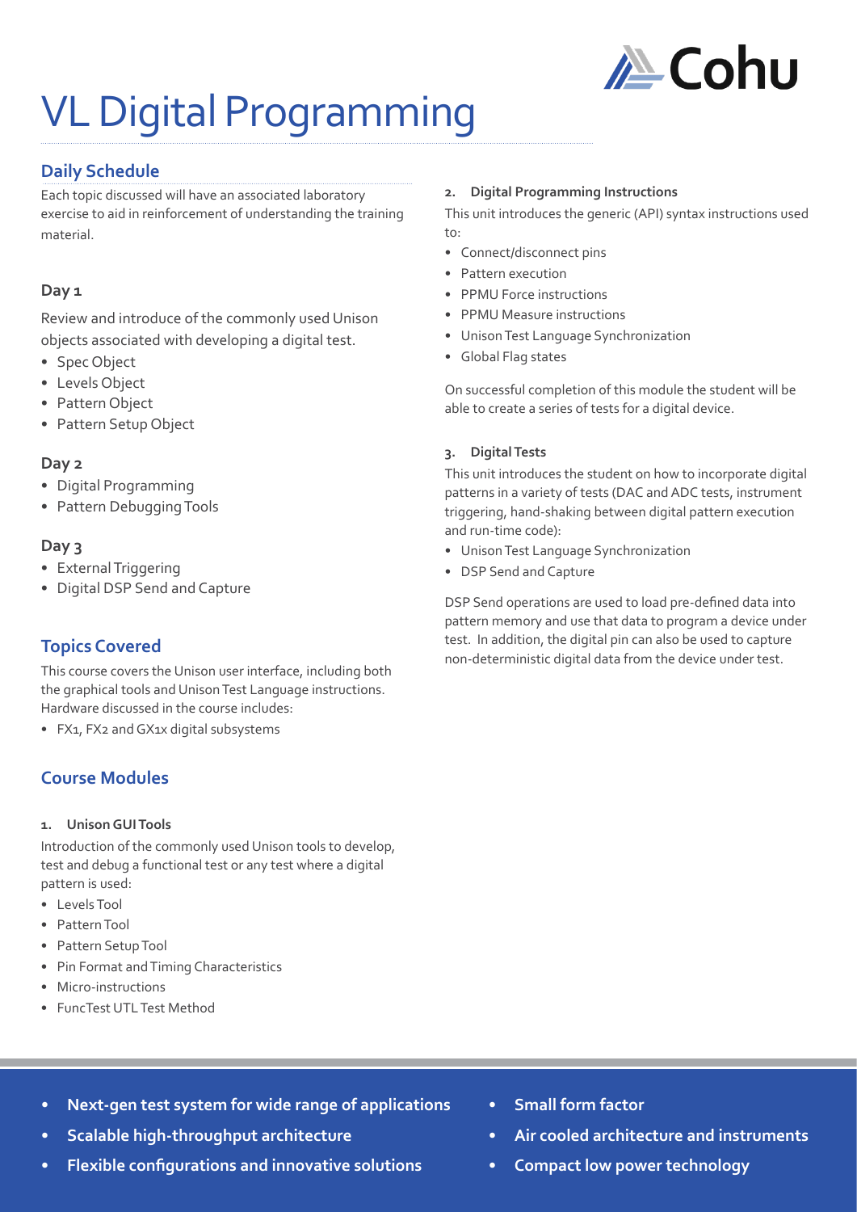# VL Digital Programming

## Daily Schedule

Each topic discussed will have an associated laboratory exercise to aid in reinforcement of understanding the training material.

### Day 1

Review and introduce of the commonly used Unison objects associated with developing a digital test.

- Spec Object
- Levels Object
- Pattern Object
- Pattern Setup Object

### Day 2

- Digital Programming
- Pattern Debugging Tools

### Day 3

- External Triggering
- Digital DSP Send and Capture

## Topics Covered

This course covers the Unison user interface, including both the graphical tools and Unison Test Language instructions. Hardware discussed in the course includes:

- FX1, FX2 and GX1x digital subsystems

## Course Modules

**1. Unison GUI Tools**

Introduction of the commonly used Unison tools to develop, test and debug a functional test or any test where a digital pattern is used:

- Levels Tool
- Pattern Tool
- Pattern Setup Tool
- Pin Format and Timing Characteristics
- Micro-instructions
- FuncTest UTL Test Method

**2. Digital Programming Instructions**

This unit introduces the generic (API) syntax instructions used to:

- Connect/disconnect pins
- Pattern execution
- PPMU Force instructions
- PPMU Measure instructions
- Unison Test Language Synchronization
- Global Flag states

On successful completion of this module the student will be able to create a series of tests for a digital device.

**3. Digital Tests**

This unit introduces the student on how to incorporate digital patterns in a variety of tests (DAC and ADC tests, instrument triggering, hand-shaking between digital pattern execution and run-time code):

- Unison Test Language Synchronization
- DSP Send and Capture

DSP Send operations are used to load pre-defined data into pattern memory and use that data to program a device under test. In addition, the digital pin can also be used to capture non-deterministic digital data from the device under test.

- **Next-gen test system for wide range of applications**
- **Scalable high-throughput architecture**
- **Flexible configurations and innovative solutions**
- **Small form factor**
- **Air cooled architecture and instruments**
- **Compact low power technology**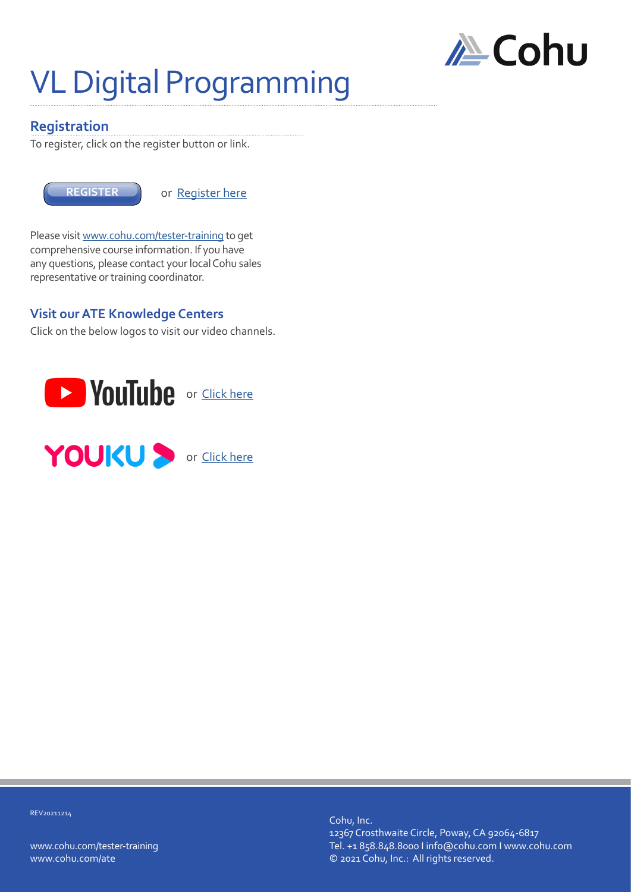# VL Digital Programming

## Registration

To register, click on the register button or link.

REGISTER or Register here

Please visit www.cohu.com/tester-training to get comprehensive course information. If you have any questions, please contact your local Cohu sales representative or training coordinator.

## Visit our ATE Knowledge Centers

Click on the below logos to visit our video channels.

YouTube or Click here

YOUKU or Click here

REV20211214

www.cohu.com/tester-training
www.cohu.com/ate

Cohu, Inc.
12367 Crosthwaite Circle, Poway, CA 92064-6817
Tel. +1 858.848.8000 I info@cohu.com I www.cohu.com
© 2021 Cohu, Inc.: All rights reserved.